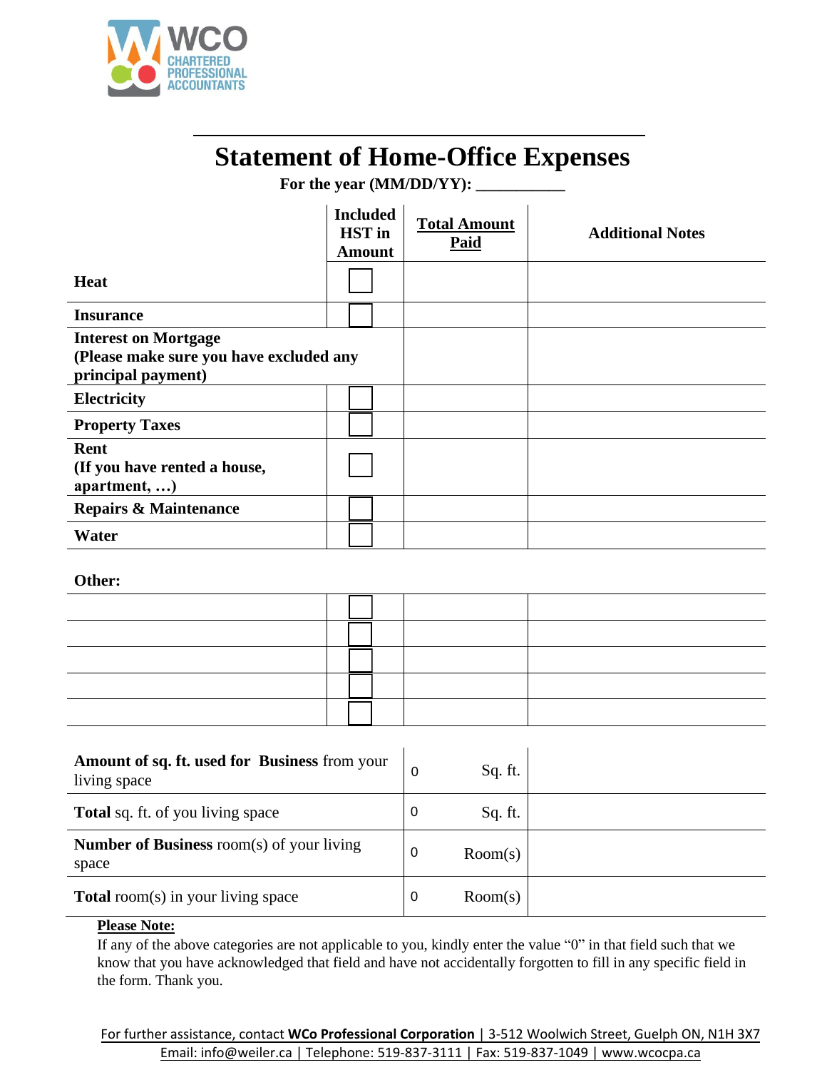WCO CHARTERED PROFESSIONAL ACCOUNTANTS

# Statement of Home-Office Expenses

**For the year (MM/DD/YY): ___________**

| | Included HST in Amount | Total Amount Paid | Additional Notes |
|---|---|---|---|
| **Heat** | ☐ | | |
| **Insurance** | ☐ | | |
| **Interest on Mortgage (Please make sure you have excluded any principal payment)** | | | |
| **Electricity** | ☐ | | |
| **Property Taxes** | ☐ | | |
| **Rent (If you have rented a house, apartment, …)** | ☐ | | |
| **Repairs & Maintenance** | ☐ | | |
| **Water** | ☐ | | |

**Other:**

| | | | |
|---|---|---|---|
| | ☐ | | |
| | ☐ | | |
| | ☐ | | |
| | ☐ | | |
| | ☐ | | |

| | | |
|---|---|---|
| **Amount of sq. ft. used for Business** from your living space | 0 Sq. ft. | |
| **Total** sq. ft. of you living space | 0 Sq. ft. | |
| **Number of Business** room(s) of your living space | 0 Room(s) | |
| **Total** room(s) in your living space | 0 Room(s) | |

**Please Note:**

If any of the above categories are not applicable to you, kindly enter the value "0" in that field such that we know that you have acknowledged that field and have not accidentally forgotten to fill in any specific field in the form. Thank you.

For further assistance, contact **WCo Professional Corporation** | 3-512 Woolwich Street, Guelph ON, N1H 3X7
Email: info@weiler.ca | Telephone: 519-837-3111 | Fax: 519-837-1049 | www.wcocpa.ca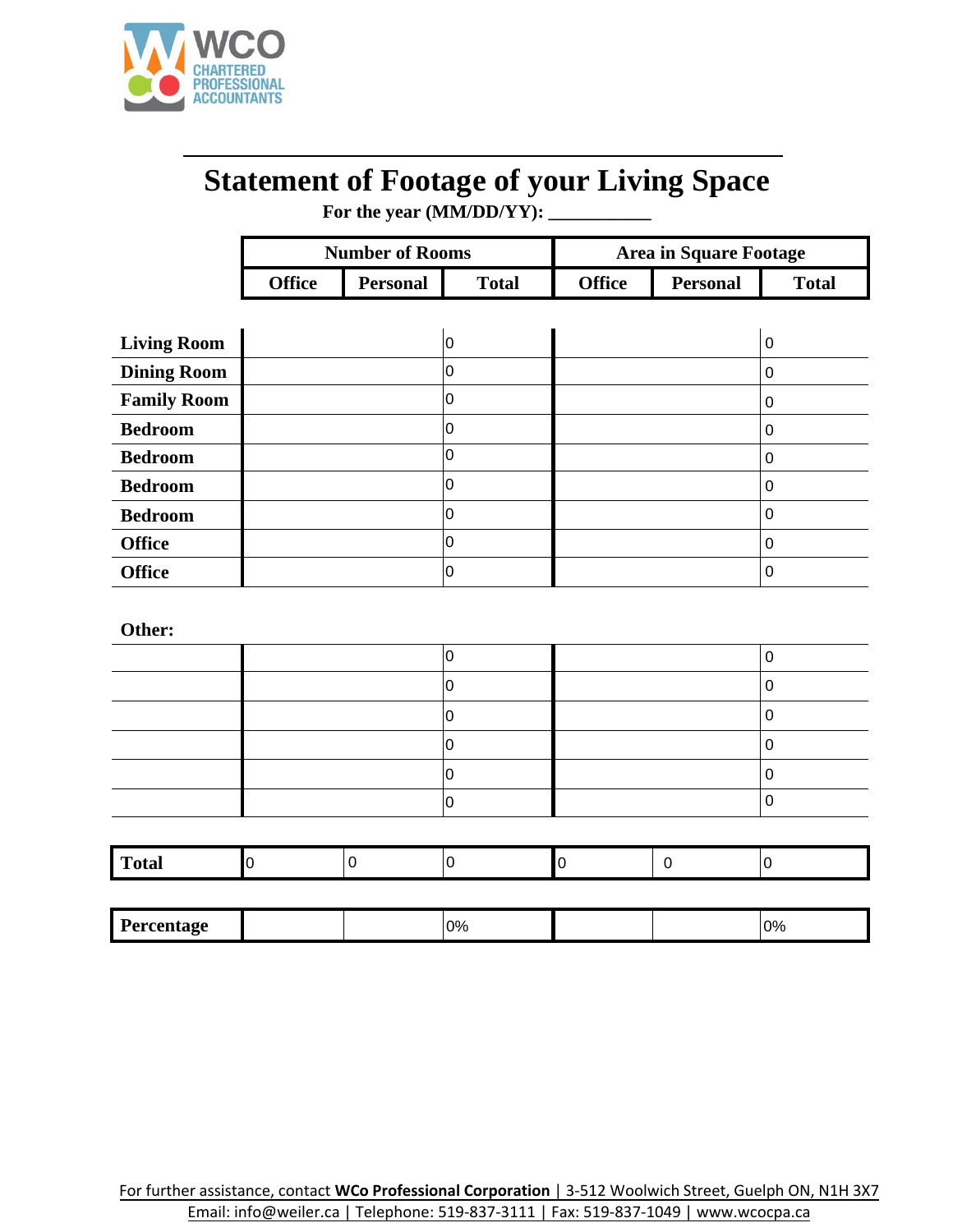# Statement of Footage of your Living Space

**For the year (MM/DD/YY): ___________**

| | Number of Rooms | | | Area in Square Footage | | |
|---|---|---|---|---|---|---|
| | **Office** | **Personal** | **Total** | **Office** | **Personal** | **Total** |
| **Living Room** | | | 0 | | | 0 |
| **Dining Room** | | | 0 | | | 0 |
| **Family Room** | | | 0 | | | 0 |
| **Bedroom** | | | 0 | | | 0 |
| **Bedroom** | | | 0 | | | 0 |
| **Bedroom** | | | 0 | | | 0 |
| **Bedroom** | | | 0 | | | 0 |
| **Office** | | | 0 | | | 0 |
| **Office** | | | 0 | | | 0 |
| **Other:** | | | | | | |
| | | | 0 | | | 0 |
| | | | 0 | | | 0 |
| | | | 0 | | | 0 |
| | | | 0 | | | 0 |
| | | | 0 | | | 0 |
| | | | 0 | | | 0 |
| **Total** | 0 | 0 | 0 | 0 | 0 | 0 |
| **Percentage** | | | 0% | | | 0% |

For further assistance, contact **WCo Professional Corporation** | 3-512 Woolwich Street, Guelph ON, N1H 3X7
Email: info@weiler.ca | Telephone: 519-837-3111 | Fax: 519-837-1049 | www.wcocpa.ca